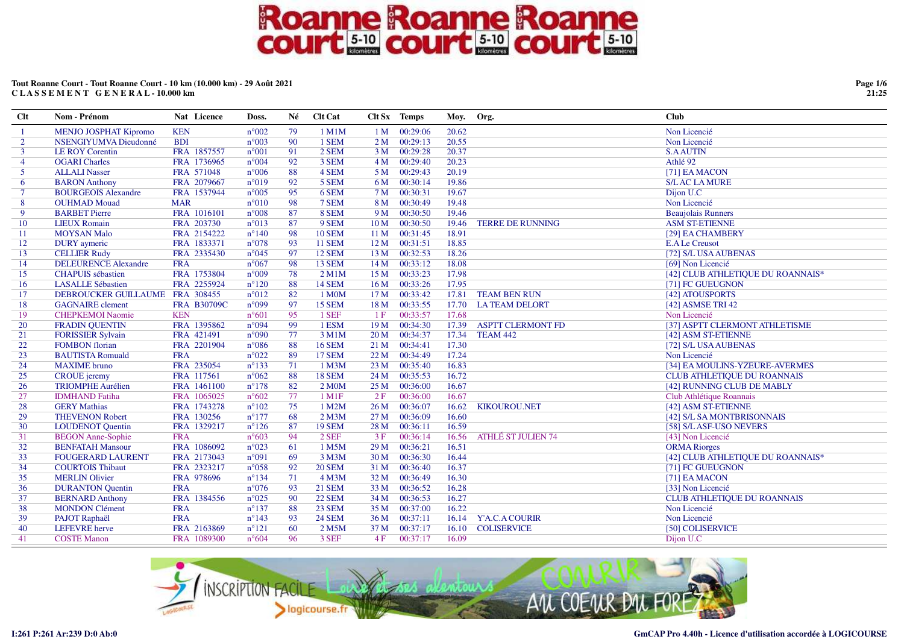**Tout Roanne Court - Tout Roanne Court - 10 km (10.000 km) - 29 Août 2021**
**C L A S S E M E N T   G E N E R A L - 10.000 km**

| Clt | Nom - Prénom | Nat | Licence | Doss. | Né | Clt Cat | Clt Sx | Temps | Moy. | Org. | Club |
|---|---|---|---|---|---|---|---|---|---|---|---|
| 1 | MENJO JOSPHAT Kipromo | KEN | | n°002 | 79 | 1 M1M | 1 M | 00:29:06 | 20.62 | | Non Licencié |
| 2 | NSENGIYUMVA Dieudonné | BDI | | n°003 | 90 | 1 SEM | 2 M | 00:29:13 | 20.55 | | Non Licencié |
| 3 | LE ROY Corentin | FRA | 1857557 | n°001 | 91 | 2 SEM | 3 M | 00:29:28 | 20.37 | | S.A AUTIN |
| 4 | OGARI Charles | FRA | 1736965 | n°004 | 92 | 3 SEM | 4 M | 00:29:40 | 20.23 | | Athlé 92 |
| 5 | ALLALI Nasser | FRA | 571048 | n°006 | 88 | 4 SEM | 5 M | 00:29:43 | 20.19 | | [71] EA MACON |
| 6 | BARON Anthony | FRA | 2079667 | n°019 | 92 | 5 SEM | 6 M | 00:30:14 | 19.86 | | S/L AC LA MURE |
| 7 | BOURGEOIS Alexandre | FRA | 1537944 | n°005 | 95 | 6 SEM | 7 M | 00:30:31 | 19.67 | | Dijon U.C |
| 8 | OUHMAD Mouad | MAR | | n°010 | 98 | 7 SEM | 8 M | 00:30:49 | 19.48 | | Non Licencié |
| 9 | BARBET Pierre | FRA | 1016101 | n°008 | 87 | 8 SEM | 9 M | 00:30:50 | 19.46 | | Beaujolais Runners |
| 10 | LIEUX Romain | FRA | 203730 | n°013 | 87 | 9 SEM | 10 M | 00:30:50 | 19.46 | TERRE DE RUNNING | ASM ST-ETIENNE |
| 11 | MOYSAN Malo | FRA | 2154222 | n°140 | 98 | 10 SEM | 11 M | 00:31:45 | 18.91 | | [29] EA CHAMBERY |
| 12 | DURY aymeric | FRA | 1833371 | n°078 | 93 | 11 SEM | 12 M | 00:31:51 | 18.85 | | E.A Le Creusot |
| 13 | CELLIER Rudy | FRA | 2335430 | n°045 | 97 | 12 SEM | 13 M | 00:32:53 | 18.26 | | [72] S/L USA AUBENAS |
| 14 | DELEURENCE Alexandre | FRA | | n°067 | 98 | 13 SEM | 14 M | 00:33:12 | 18.08 | | [69] Non Licencié |
| 15 | CHAPUIS sébastien | FRA | 1753804 | n°009 | 78 | 2 M1M | 15 M | 00:33:23 | 17.98 | | [42] CLUB ATHLETIQUE DU ROANNAIS* |
| 16 | LASALLE Sébastien | FRA | 2255924 | n°120 | 88 | 14 SEM | 16 M | 00:33:26 | 17.95 | | [71] FC GUEUGNON |
| 17 | DEBROUCKER GUILLAUME | FRA | 308455 | n°012 | 82 | 1 M0M | 17 M | 00:33:42 | 17.81 | TEAM BEN RUN | [42] ATOUSPORTS |
| 18 | GAGNAIRE clement | FRA | B30709C | n°099 | 97 | 15 SEM | 18 M | 00:33:55 | 17.70 | LA TEAM DELORT | [42] ASMSE TRI 42 |
| 19 | CHEPKEMOI Naomie | KEN | | n°601 | 95 | 1 SEF | 1 F | 00:33:57 | 17.68 | | Non Licencié |
| 20 | FRADIN QUENTIN | FRA | 1395862 | n°094 | 99 | 1 ESM | 19 M | 00:34:30 | 17.39 | ASPTT CLERMONT FD | [37] ASPTT CLERMONT ATHLETISME |
| 21 | FORISSIER Sylvain | FRA | 421491 | n°090 | 77 | 3 M1M | 20 M | 00:34:37 | 17.34 | TEAM 442 | [42] ASM ST-ETIENNE |
| 22 | FOMBON florian | FRA | 2201904 | n°086 | 88 | 16 SEM | 21 M | 00:34:41 | 17.30 | | [72] S/L USA AUBENAS |
| 23 | BAUTISTA Romuald | FRA | | n°022 | 89 | 17 SEM | 22 M | 00:34:49 | 17.24 | | Non Licencié |
| 24 | MAXIME bruno | FRA | 235054 | n°133 | 71 | 1 M3M | 23 M | 00:35:40 | 16.83 | | [34] EA MOULINS-YZEURE-AVERMES |
| 25 | CROUE jeremy | FRA | 117561 | n°062 | 88 | 18 SEM | 24 M | 00:35:53 | 16.72 | | CLUB ATHLETIQUE DU ROANNAIS |
| 26 | TRIOMPHE Aurélien | FRA | 1461100 | n°178 | 82 | 2 M0M | 25 M | 00:36:00 | 16.67 | | [42] RUNNING CLUB DE MABLY |
| 27 | IDMHAND Fatiha | FRA | 1065025 | n°602 | 77 | 1 M1F | 2 F | 00:36:00 | 16.67 | | Club Athlétique Roannais |
| 28 | GERY Mathias | FRA | 1743278 | n°102 | 75 | 1 M2M | 26 M | 00:36:07 | 16.62 | KIKOUROU.NET | [42] ASM ST-ETIENNE |
| 29 | THEVENON Robert | FRA | 130256 | n°177 | 68 | 2 M3M | 27 M | 00:36:09 | 16.60 | | [42] S/L SA MONTBRISONNAIS |
| 30 | LOUDENOT Quentin | FRA | 1329217 | n°126 | 87 | 19 SEM | 28 M | 00:36:11 | 16.59 | | [58] S/L ASF-USO NEVERS |
| 31 | BEGON Anne-Sophie | FRA | | n°603 | 94 | 2 SEF | 3 F | 00:36:14 | 16.56 | ATHLÉ ST JULIEN 74 | [43] Non Licencié |
| 32 | BENFATAH Mansour | FRA | 1086092 | n°023 | 61 | 1 M5M | 29 M | 00:36:21 | 16.51 | | ORMA Riorges |
| 33 | FOUGERARD LAURENT | FRA | 2173043 | n°091 | 69 | 3 M3M | 30 M | 00:36:30 | 16.44 | | [42] CLUB ATHLETIQUE DU ROANNAIS* |
| 34 | COURTOIS Thibaut | FRA | 2323217 | n°058 | 92 | 20 SEM | 31 M | 00:36:40 | 16.37 | | [71] FC GUEUGNON |
| 35 | MERLIN Olivier | FRA | 978696 | n°134 | 71 | 4 M3M | 32 M | 00:36:49 | 16.30 | | [71] EA MACON |
| 36 | DURANTON Quentin | FRA | | n°076 | 93 | 21 SEM | 33 M | 00:36:52 | 16.28 | | [33] Non Licencié |
| 37 | BERNARD Anthony | FRA | 1384556 | n°025 | 90 | 22 SEM | 34 M | 00:36:53 | 16.27 | | CLUB ATHLETIQUE DU ROANNAIS |
| 38 | MONDON Clément | FRA | | n°137 | 88 | 23 SEM | 35 M | 00:37:00 | 16.22 | | Non Licencié |
| 39 | PAJOT Raphaël | FRA | | n°143 | 93 | 24 SEM | 36 M | 00:37:11 | 16.14 | Y'A.C.A COURIR | Non Licencié |
| 40 | LEFEVRE herve | FRA | 2163869 | n°121 | 60 | 2 M5M | 37 M | 00:37:17 | 16.10 | COLISERVICE | [50] COLISERVICE |
| 41 | COSTE Manon | FRA | 1089300 | n°604 | 96 | 3 SEF | 4 F | 00:37:17 | 16.09 | | Dijon U.C |

I:261 P:261 Ar:239 D:0 Ab:0

GmCAP Pro 4.40h - Licence d'utilisation accordée à LOGICOURSE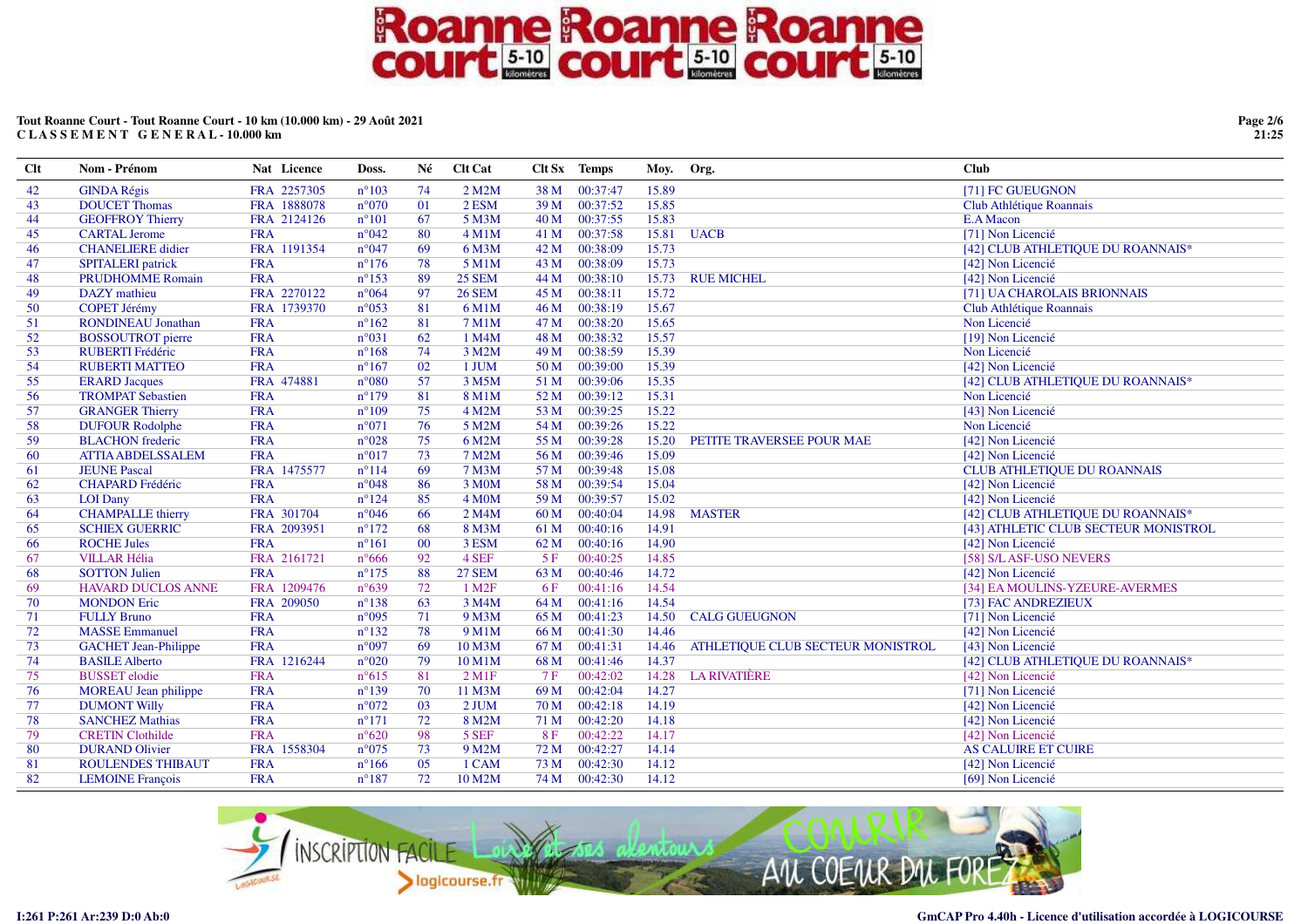**Tout Roanne Court - Tout Roanne Court - 10 km (10.000 km) - 29 Août 2021**
**C L A S S E M E N T G E N E R A L - 10.000 km**

| Clt | Nom - Prénom | Nat | Licence | Doss. | Né | Clt Cat | Clt Sx | Temps | Moy. | Org. | Club |
|---|---|---|---|---|---|---|---|---|---|---|---|
| 42 | GINDA Régis | FRA | 2257305 | n°103 | 74 | 2 M2M | 38 M | 00:37:47 | 15.89 | | [71] FC GUEUGNON |
| 43 | DOUCET Thomas | FRA | 1888078 | n°070 | 01 | 2 ESM | 39 M | 00:37:52 | 15.85 | | Club Athlétique Roannais |
| 44 | GEOFFROY Thierry | FRA | 2124126 | n°101 | 67 | 5 M3M | 40 M | 00:37:55 | 15.83 | | E.A Macon |
| 45 | CARTAL Jerome | FRA | | n°042 | 80 | 4 M1M | 41 M | 00:37:58 | 15.81 | UACB | [71] Non Licencié |
| 46 | CHANELIERE didier | FRA | 1191354 | n°047 | 69 | 6 M3M | 42 M | 00:38:09 | 15.73 | | [42] CLUB ATHLETIQUE DU ROANNAIS* |
| 47 | SPITALERI patrick | FRA | | n°176 | 78 | 5 M1M | 43 M | 00:38:09 | 15.73 | | [42] Non Licencié |
| 48 | PRUDHOMME Romain | FRA | | n°153 | 89 | 25 SEM | 44 M | 00:38:10 | 15.73 | RUE MICHEL | [42] Non Licencié |
| 49 | DAZY mathieu | FRA | 2270122 | n°064 | 97 | 26 SEM | 45 M | 00:38:11 | 15.72 | | [71] UA CHAROLAIS BRIONNAIS |
| 50 | COPET Jérémy | FRA | 1739370 | n°053 | 81 | 6 M1M | 46 M | 00:38:19 | 15.67 | | Club Athlétique Roannais |
| 51 | RONDINEAU Jonathan | FRA | | n°162 | 81 | 7 M1M | 47 M | 00:38:20 | 15.65 | | Non Licencié |
| 52 | BOSSOUTROT pierre | FRA | | n°031 | 62 | 1 M4M | 48 M | 00:38:32 | 15.57 | | [19] Non Licencié |
| 53 | RUBERTI Frédéric | FRA | | n°168 | 74 | 3 M2M | 49 M | 00:38:59 | 15.39 | | Non Licencié |
| 54 | RUBERTI MATTEO | FRA | | n°167 | 02 | 1 JUM | 50 M | 00:39:00 | 15.39 | | [42] Non Licencié |
| 55 | ERARD Jacques | FRA | 474881 | n°080 | 57 | 3 M5M | 51 M | 00:39:06 | 15.35 | | [42] CLUB ATHLETIQUE DU ROANNAIS* |
| 56 | TROMPAT Sebastien | FRA | | n°179 | 81 | 8 M1M | 52 M | 00:39:12 | 15.31 | | Non Licencié |
| 57 | GRANGER Thierry | FRA | | n°109 | 75 | 4 M2M | 53 M | 00:39:25 | 15.22 | | [43] Non Licencié |
| 58 | DUFOUR Rodolphe | FRA | | n°071 | 76 | 5 M2M | 54 M | 00:39:26 | 15.22 | | Non Licencié |
| 59 | BLACHON frederic | FRA | | n°028 | 75 | 6 M2M | 55 M | 00:39:28 | 15.20 | PETITE TRAVERSEE POUR MAE | [42] Non Licencié |
| 60 | ATTIA ABDELSSALEM | FRA | | n°017 | 73 | 7 M2M | 56 M | 00:39:46 | 15.09 | | [42] Non Licencié |
| 61 | JEUNE Pascal | FRA | 1475577 | n°114 | 69 | 7 M3M | 57 M | 00:39:48 | 15.08 | | CLUB ATHLETIQUE DU ROANNAIS |
| 62 | CHAPARD Frédéric | FRA | | n°048 | 86 | 3 M0M | 58 M | 00:39:54 | 15.04 | | [42] Non Licencié |
| 63 | LOI Dany | FRA | | n°124 | 85 | 4 M0M | 59 M | 00:39:57 | 15.02 | | [42] Non Licencié |
| 64 | CHAMPALLE thierry | FRA | 301704 | n°046 | 66 | 2 M4M | 60 M | 00:40:04 | 14.98 | MASTER | [42] CLUB ATHLETIQUE DU ROANNAIS* |
| 65 | SCHIEX GUERRIC | FRA | 2093951 | n°172 | 68 | 8 M3M | 61 M | 00:40:16 | 14.91 | | [43] ATHLETIC CLUB SECTEUR MONISTROL |
| 66 | ROCHE Jules | FRA | | n°161 | 00 | 3 ESM | 62 M | 00:40:16 | 14.90 | | [42] Non Licencié |
| 67 | VILLAR Hélia | FRA | 2161721 | n°666 | 92 | 4 SEF | 5 F | 00:40:25 | 14.85 | | [58] S/L ASF-USO NEVERS |
| 68 | SOTTON Julien | FRA | | n°175 | 88 | 27 SEM | 63 M | 00:40:46 | 14.72 | | [42] Non Licencié |
| 69 | HAVARD DUCLOS ANNE | FRA | 1209476 | n°639 | 72 | 1 M2F | 6 F | 00:41:16 | 14.54 | | [34] EA MOULINS-YZEURE-AVERMES |
| 70 | MONDON Eric | FRA | 209050 | n°138 | 63 | 3 M4M | 64 M | 00:41:16 | 14.54 | | [73] FAC ANDREZIEUX |
| 71 | FULLY Bruno | FRA | | n°095 | 71 | 9 M3M | 65 M | 00:41:23 | 14.50 | CALG GUEUGNON | [71] Non Licencié |
| 72 | MASSE Emmanuel | FRA | | n°132 | 78 | 9 M1M | 66 M | 00:41:30 | 14.46 | | [42] Non Licencié |
| 73 | GACHET Jean-Philippe | FRA | | n°097 | 69 | 10 M3M | 67 M | 00:41:31 | 14.46 | ATHLETIQUE CLUB SECTEUR MONISTROL | [43] Non Licencié |
| 74 | BASILE Alberto | FRA | 1216244 | n°020 | 79 | 10 M1M | 68 M | 00:41:46 | 14.37 | | [42] CLUB ATHLETIQUE DU ROANNAIS* |
| 75 | BUSSET elodie | FRA | | n°615 | 81 | 2 M1F | 7 F | 00:42:02 | 14.28 | LA RIVATIÈRE | [42] Non Licencié |
| 76 | MOREAU Jean philippe | FRA | | n°139 | 70 | 11 M3M | 69 M | 00:42:04 | 14.27 | | [71] Non Licencié |
| 77 | DUMONT Willy | FRA | | n°072 | 03 | 2 JUM | 70 M | 00:42:18 | 14.19 | | [42] Non Licencié |
| 78 | SANCHEZ Mathias | FRA | | n°171 | 72 | 8 M2M | 71 M | 00:42:20 | 14.18 | | [42] Non Licencié |
| 79 | CRETIN Clothilde | FRA | | n°620 | 98 | 5 SEF | 8 F | 00:42:22 | 14.17 | | [42] Non Licencié |
| 80 | DURAND Olivier | FRA | 1558304 | n°075 | 73 | 9 M2M | 72 M | 00:42:27 | 14.14 | | AS CALUIRE ET CUIRE |
| 81 | ROULENDES THIBAUT | FRA | | n°166 | 05 | 1 CAM | 73 M | 00:42:30 | 14.12 | | [42] Non Licencié |
| 82 | LEMOINE François | FRA | | n°187 | 72 | 10 M2M | 74 M | 00:42:30 | 14.12 | | [69] Non Licencié |

I:261 P:261 Ar:239 D:0 Ab:0

GmCAP Pro 4.40h - Licence d'utilisation accordée à LOGICOURSE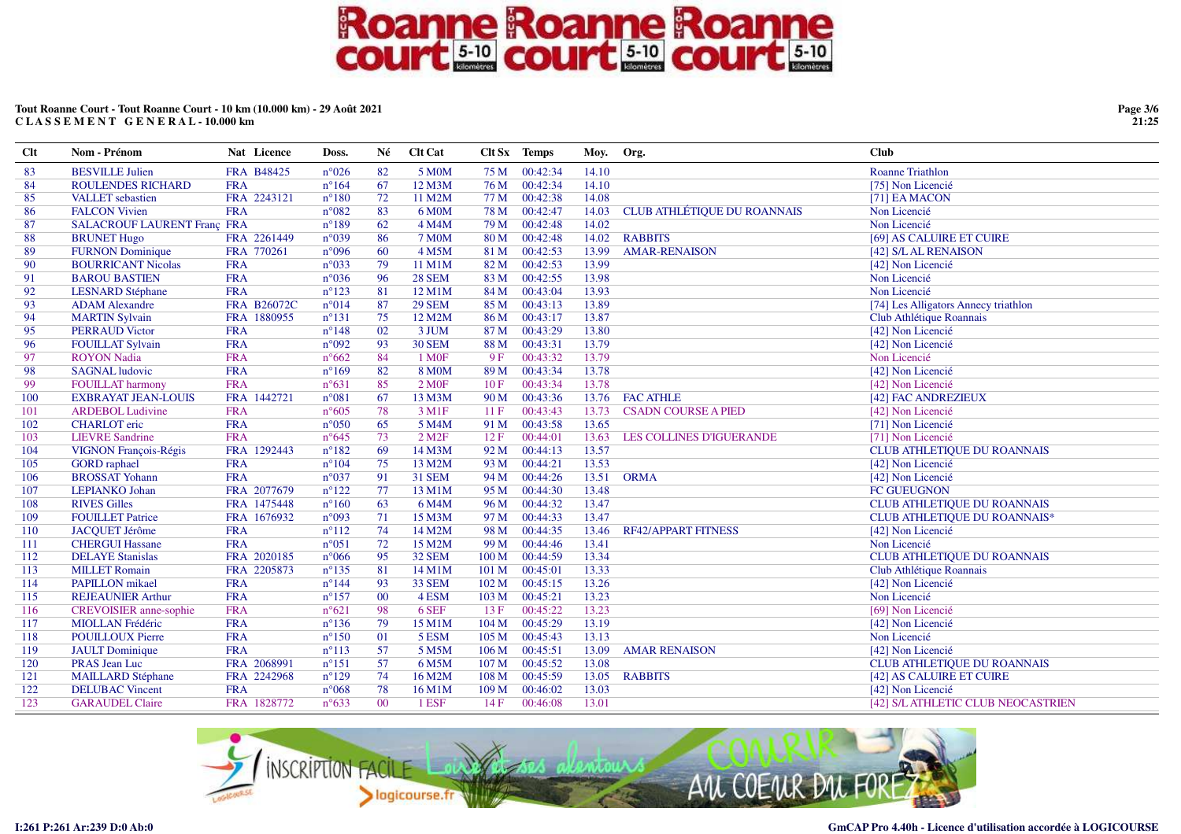**Tout Roanne Court - Tout Roanne Court - 10 km (10.000 km) - 29 Août 2021**
**CLASSEMENT GENERAL - 10.000 km**

| Clt | Nom - Prénom | Nat | Licence | Doss. | Né | Clt Cat | Clt Sx | Temps | Moy. | Org. | Club |
|---|---|---|---|---|---|---|---|---|---|---|---|
| 83 | BESVILLE Julien | FRA | B48425 | n°026 | 82 | 5 M0M | 75 M | 00:42:34 | 14.10 | | Roanne Triathlon |
| 84 | ROULENDES RICHARD | FRA | | n°164 | 67 | 12 M3M | 76 M | 00:42:34 | 14.10 | | [75] Non Licencié |
| 85 | VALLET sebastien | FRA | 2243121 | n°180 | 72 | 11 M2M | 77 M | 00:42:38 | 14.08 | | [71] EA MACON |
| 86 | FALCON Vivien | FRA | | n°082 | 83 | 6 M0M | 78 M | 00:42:47 | 14.03 | CLUB ATHLÉTIQUE DU ROANNAIS | Non Licencié |
| 87 | SALACROUF LAURENT Franç | FRA | | n°189 | 62 | 4 M4M | 79 M | 00:42:48 | 14.02 | | Non Licencié |
| 88 | BRUNET Hugo | FRA | 2261449 | n°039 | 86 | 7 M0M | 80 M | 00:42:48 | 14.02 | RABBITS | [69] AS CALUIRE ET CUIRE |
| 89 | FURNON Dominique | FRA | 770261 | n°096 | 60 | 4 M5M | 81 M | 00:42:53 | 13.99 | AMAR-RENAISON | [42] S/L AL RENAISON |
| 90 | BOURRICANT Nicolas | FRA | | n°033 | 79 | 11 M1M | 82 M | 00:42:53 | 13.99 | | [42] Non Licencié |
| 91 | BAROU BASTIEN | FRA | | n°036 | 96 | 28 SEM | 83 M | 00:42:55 | 13.98 | | Non Licencié |
| 92 | LESNARD Stéphane | FRA | | n°123 | 81 | 12 M1M | 84 M | 00:43:04 | 13.93 | | Non Licencié |
| 93 | ADAM Alexandre | FRA | B26072C | n°014 | 87 | 29 SEM | 85 M | 00:43:13 | 13.89 | | [74] Les Alligators Annecy triathlon |
| 94 | MARTIN Sylvain | FRA | 1880955 | n°131 | 75 | 12 M2M | 86 M | 00:43:17 | 13.87 | | Club Athlétique Roannais |
| 95 | PERRAUD Victor | FRA | | n°148 | 02 | 3 JUM | 87 M | 00:43:29 | 13.80 | | [42] Non Licencié |
| 96 | FOUILLAT Sylvain | FRA | | n°092 | 93 | 30 SEM | 88 M | 00:43:31 | 13.79 | | [42] Non Licencié |
| 97 | ROYON Nadia | FRA | | n°662 | 84 | 1 M0F | 9 F | 00:43:32 | 13.79 | | Non Licencié |
| 98 | SAGNAL ludovic | FRA | | n°169 | 82 | 8 M0M | 89 M | 00:43:34 | 13.78 | | [42] Non Licencié |
| 99 | FOUILLAT harmony | FRA | | n°631 | 85 | 2 M0F | 10 F | 00:43:34 | 13.78 | | [42] Non Licencié |
| 100 | EXBRAYAT JEAN-LOUIS | FRA | 1442721 | n°081 | 67 | 13 M3M | 90 M | 00:43:36 | 13.76 | FAC ATHLE | [42] FAC ANDREZIEUX |
| 101 | ARDEBOL Ludivine | FRA | | n°605 | 78 | 3 M1F | 11 F | 00:43:43 | 13.73 | CSADN COURSE A PIED | [42] Non Licencié |
| 102 | CHARLOT eric | FRA | | n°050 | 65 | 5 M4M | 91 M | 00:43:58 | 13.65 | | [71] Non Licencié |
| 103 | LIEVRE Sandrine | FRA | | n°645 | 73 | 2 M2F | 12 F | 00:44:01 | 13.63 | LES COLLINES D'IGUERANDE | [71] Non Licencié |
| 104 | VIGNON François-Régis | FRA | 1292443 | n°182 | 69 | 14 M3M | 92 M | 00:44:13 | 13.57 | | CLUB ATHLETIQUE DU ROANNAIS |
| 105 | GORD raphael | FRA | | n°104 | 75 | 13 M2M | 93 M | 00:44:21 | 13.53 | | [42] Non Licencié |
| 106 | BROSSAT Yohann | FRA | | n°037 | 91 | 31 SEM | 94 M | 00:44:26 | 13.51 | ORMA | [42] Non Licencié |
| 107 | LEPIANKO Johan | FRA | 2077679 | n°122 | 77 | 13 M1M | 95 M | 00:44:30 | 13.48 | | FC GUEUGNON |
| 108 | RIVES Gilles | FRA | 1475448 | n°160 | 63 | 6 M4M | 96 M | 00:44:32 | 13.47 | | CLUB ATHLETIQUE DU ROANNAIS |
| 109 | FOUILLET Patrice | FRA | 1676932 | n°093 | 71 | 15 M3M | 97 M | 00:44:33 | 13.47 | | CLUB ATHLETIQUE DU ROANNAIS* |
| 110 | JACQUET Jérôme | FRA | | n°112 | 74 | 14 M2M | 98 M | 00:44:35 | 13.46 | RF42/APPART FITNESS | [42] Non Licencié |
| 111 | CHERGUI Hassane | FRA | | n°051 | 72 | 15 M2M | 99 M | 00:44:46 | 13.41 | | Non Licencié |
| 112 | DELAYE Stanislas | FRA | 2020185 | n°066 | 95 | 32 SEM | 100 M | 00:44:59 | 13.34 | | CLUB ATHLETIQUE DU ROANNAIS |
| 113 | MILLET Romain | FRA | 2205873 | n°135 | 81 | 14 M1M | 101 M | 00:45:01 | 13.33 | | Club Athlétique Roannais |
| 114 | PAPILLON mikael | FRA | | n°144 | 93 | 33 SEM | 102 M | 00:45:15 | 13.26 | | [42] Non Licencié |
| 115 | REJEAUNIER Arthur | FRA | | n°157 | 00 | 4 ESM | 103 M | 00:45:21 | 13.23 | | Non Licencié |
| 116 | CREVOISIER anne-sophie | FRA | | n°621 | 98 | 6 SEF | 13 F | 00:45:22 | 13.23 | | [69] Non Licencié |
| 117 | MIOLLAN Frédéric | FRA | | n°136 | 79 | 15 M1M | 104 M | 00:45:29 | 13.19 | | [42] Non Licencié |
| 118 | POUILLOUX Pierre | FRA | | n°150 | 01 | 5 ESM | 105 M | 00:45:43 | 13.13 | | Non Licencié |
| 119 | JAULT Dominique | FRA | | n°113 | 57 | 5 M5M | 106 M | 00:45:51 | 13.09 | AMAR RENAISON | [42] Non Licencié |
| 120 | PRAS Jean Luc | FRA | 2068991 | n°151 | 57 | 6 M5M | 107 M | 00:45:52 | 13.08 | | CLUB ATHLETIQUE DU ROANNAIS |
| 121 | MAILLARD Stéphane | FRA | 2242968 | n°129 | 74 | 16 M2M | 108 M | 00:45:59 | 13.05 | RABBITS | [42] AS CALUIRE ET CUIRE |
| 122 | DELUBAC Vincent | FRA | | n°068 | 78 | 16 M1M | 109 M | 00:46:02 | 13.03 | | [42] Non Licencié |
| 123 | GARAUDEL Claire | FRA | 1828772 | n°633 | 00 | 1 ESF | 14 F | 00:46:08 | 13.01 | | [42] S/L ATHLETIC CLUB NEOCASTRIEN |

I:261 P:261 Ar:239 D:0 Ab:0

GmCAP Pro 4.40h - Licence d'utilisation accordée à LOGICOURSE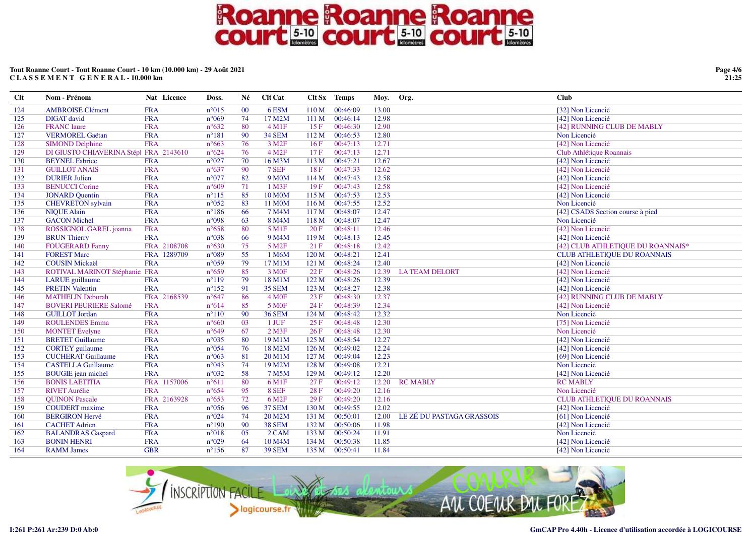**Tout Roanne Court - Tout Roanne Court - 10 km (10.000 km) - 29 Août 2021**
**C L A S S E M E N T G E N E R A L - 10.000 km**

| Clt | Nom - Prénom | Nat | Licence | Doss. | Né | Clt Cat | Clt Sx | Temps | Moy. | Org. | Club |
|---|---|---|---|---|---|---|---|---|---|---|---|
| 124 | AMBROISE Clément | FRA | | n°015 | 00 | 6 ESM | 110 M | 00:46:09 | 13.00 | | [32] Non Licencié |
| 125 | DIGAT david | FRA | | n°069 | 74 | 17 M2M | 111 M | 00:46:14 | 12.98 | | [42] Non Licencié |
| 126 | FRANC laure | FRA | | n°632 | 80 | 4 M1F | 15 F | 00:46:30 | 12.90 | | [42] RUNNING CLUB DE MABLY |
| 127 | VERMOREL Gaëtan | FRA | | n°181 | 90 | 34 SEM | 112 M | 00:46:53 | 12.80 | | Non Licencié |
| 128 | SIMOND Delphine | FRA | | n°663 | 76 | 3 M2F | 16 F | 00:47:13 | 12.71 | | [42] Non Licencié |
| 129 | DI GIUSTO CHIAVERINA Stépl | FRA | 2143610 | n°624 | 76 | 4 M2F | 17 F | 00:47:13 | 12.71 | | Club Athlétique Roannais |
| 130 | BEYNEL Fabrice | FRA | | n°027 | 70 | 16 M3M | 113 M | 00:47:21 | 12.67 | | [42] Non Licencié |
| 131 | GUILLOT ANAIS | FRA | | n°637 | 90 | 7 SEF | 18 F | 00:47:33 | 12.62 | | [42] Non Licencié |
| 132 | DURIER Julien | FRA | | n°077 | 82 | 9 M0M | 114 M | 00:47:43 | 12.58 | | [42] Non Licencié |
| 133 | BENUCCI Corine | FRA | | n°609 | 71 | 1 M3F | 19 F | 00:47:43 | 12.58 | | [42] Non Licencié |
| 134 | JONARD Quentin | FRA | | n°115 | 85 | 10 M0M | 115 M | 00:47:53 | 12.53 | | [42] Non Licencié |
| 135 | CHEVRETON sylvain | FRA | | n°052 | 83 | 11 M0M | 116 M | 00:47:55 | 12.52 | | Non Licencié |
| 136 | NIQUE Alain | FRA | | n°186 | 66 | 7 M4M | 117 M | 00:48:07 | 12.47 | | [42] CSADS Section course à pied |
| 137 | GACON Michel | FRA | | n°098 | 63 | 8 M4M | 118 M | 00:48:07 | 12.47 | | Non Licencié |
| 138 | ROSSIGNOL GAREL joanna | FRA | | n°658 | 80 | 5 M1F | 20 F | 00:48:11 | 12.46 | | [42] Non Licencié |
| 139 | BRUN Thierry | FRA | | n°038 | 66 | 9 M4M | 119 M | 00:48:13 | 12.45 | | [42] Non Licencié |
| 140 | FOUGERARD Fanny | FRA | 2108708 | n°630 | 75 | 5 M2F | 21 F | 00:48:18 | 12.42 | | [42] CLUB ATHLETIQUE DU ROANNAIS* |
| 141 | FOREST Marc | FRA | 1289709 | n°089 | 55 | 1 M6M | 120 M | 00:48:21 | 12.41 | | CLUB ATHLETIQUE DU ROANNAIS |
| 142 | COUSIN Mickaël | FRA | | n°059 | 79 | 17 M1M | 121 M | 00:48:24 | 12.40 | | [42] Non Licencié |
| 143 | ROTIVAL MARINOT Stéphanie | FRA | | n°659 | 85 | 3 M0F | 22 F | 00:48:26 | 12.39 | LA TEAM DELORT | [42] Non Licencié |
| 144 | LARUE guillaume | FRA | | n°119 | 79 | 18 M1M | 122 M | 00:48:26 | 12.39 | | [42] Non Licencié |
| 145 | PRETIN Valentin | FRA | | n°152 | 91 | 35 SEM | 123 M | 00:48:27 | 12.38 | | [42] Non Licencié |
| 146 | MATHELIN Deborah | FRA | 2168539 | n°647 | 86 | 4 M0F | 23 F | 00:48:30 | 12.37 | | [42] RUNNING CLUB DE MABLY |
| 147 | BOVERI PEURIERE Salomé | FRA | | n°614 | 85 | 5 M0F | 24 F | 00:48:39 | 12.34 | | [42] Non Licencié |
| 148 | GUILLOT Jordan | FRA | | n°110 | 90 | 36 SEM | 124 M | 00:48:42 | 12.32 | | Non Licencié |
| 149 | ROULENDES Emma | FRA | | n°660 | 03 | 1 JUF | 25 F | 00:48:48 | 12.30 | | [75] Non Licencié |
| 150 | MONTET Evelyne | FRA | | n°649 | 67 | 2 M3F | 26 F | 00:48:48 | 12.30 | | Non Licencié |
| 151 | BRETET Guillaume | FRA | | n°035 | 80 | 19 M1M | 125 M | 00:48:54 | 12.27 | | [42] Non Licencié |
| 152 | CORTEY guilaume | FRA | | n°054 | 76 | 18 M2M | 126 M | 00:49:02 | 12.24 | | [42] Non Licencié |
| 153 | CUCHERAT Guillaume | FRA | | n°063 | 81 | 20 M1M | 127 M | 00:49:04 | 12.23 | | [69] Non Licencié |
| 154 | CASTELLA Guillaume | FRA | | n°043 | 74 | 19 M2M | 128 M | 00:49:08 | 12.21 | | Non Licencié |
| 155 | BOUGIE jean michel | FRA | | n°032 | 58 | 7 M5M | 129 M | 00:49:12 | 12.20 | | [42] Non Licencié |
| 156 | BONIS LAETITIA | FRA | 1157006 | n°611 | 80 | 6 M1F | 27 F | 00:49:12 | 12.20 | RC MABLY | RC MABLY |
| 157 | RIVET Aurélie | FRA | | n°654 | 95 | 8 SEF | 28 F | 00:49:20 | 12.16 | | Non Licencié |
| 158 | QUINON Pascale | FRA | 2163928 | n°653 | 72 | 6 M2F | 29 F | 00:49:20 | 12.16 | | CLUB ATHLETIQUE DU ROANNAIS |
| 159 | COUDERT maxime | FRA | | n°056 | 96 | 37 SEM | 130 M | 00:49:55 | 12.02 | | [42] Non Licencié |
| 160 | BERGIRON Hervé | FRA | | n°024 | 74 | 20 M2M | 131 M | 00:50:01 | 12.00 | LE ZÉ DU PASTAGA GRASSOIS | [61] Non Licencié |
| 161 | CACHET Adrien | FRA | | n°190 | 90 | 38 SEM | 132 M | 00:50:06 | 11.98 | | [42] Non Licencié |
| 162 | BALANDRAS Gaspard | FRA | | n°018 | 05 | 2 CAM | 133 M | 00:50:24 | 11.91 | | Non Licencié |
| 163 | BONIN HENRI | FRA | | n°029 | 64 | 10 M4M | 134 M | 00:50:38 | 11.85 | | [42] Non Licencié |
| 164 | RAMM James | GBR | | n°156 | 87 | 39 SEM | 135 M | 00:50:41 | 11.84 | | [42] Non Licencié |

I:261 P:261 Ar:239 D:0 Ab:0

GmCAP Pro 4.40h - Licence d'utilisation accordée à LOGICOURSE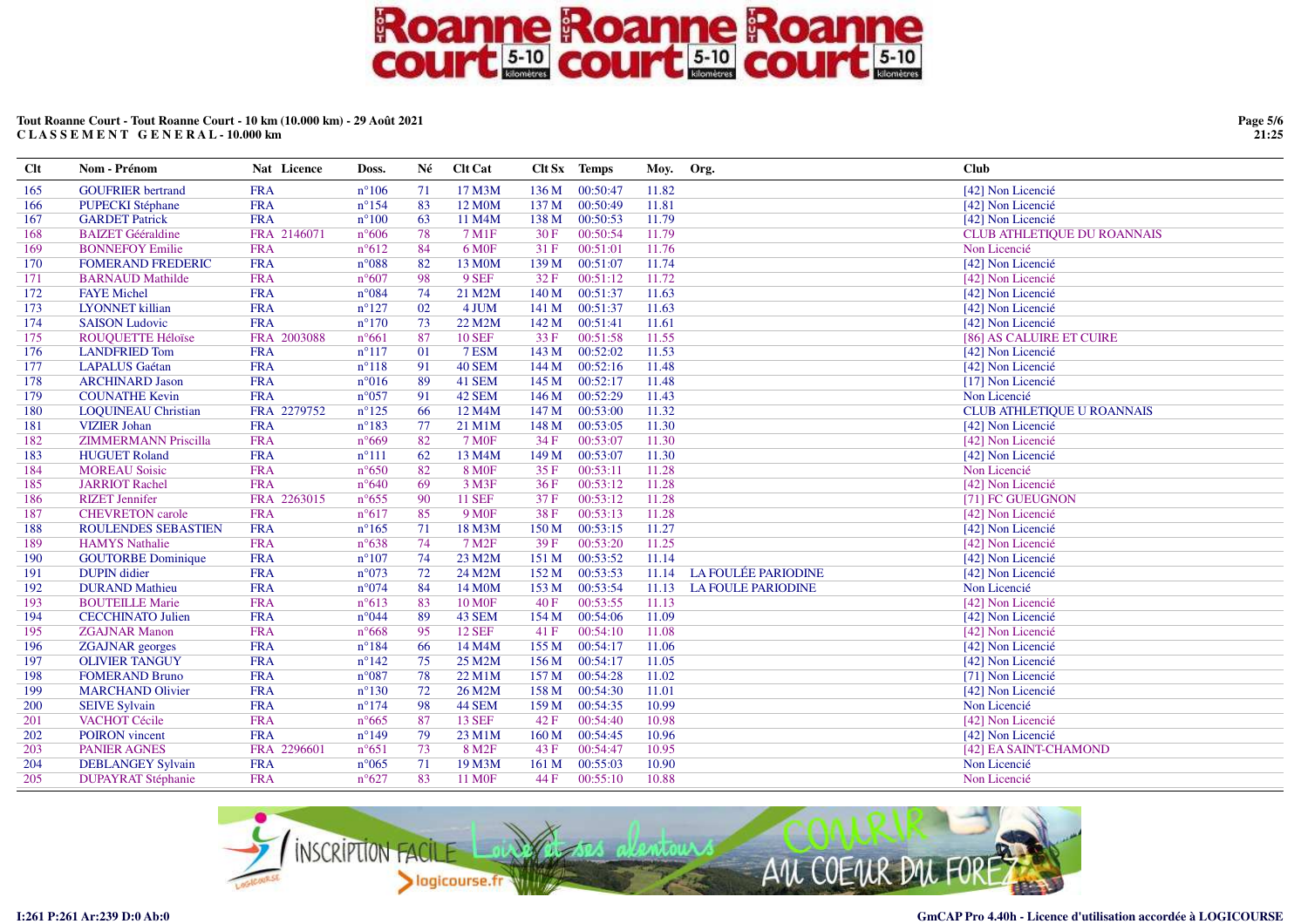**Tout Roanne Court - Tout Roanne Court - 10 km (10.000 km) - 29 Août 2021**
**C L A S S E M E N T   G E N E R A L - 10.000 km**

| Clt | Nom - Prénom | Nat | Licence | Doss. | Né | Clt Cat | Clt Sx | Temps | Moy. | Org. | Club |
|---|---|---|---|---|---|---|---|---|---|---|---|
| 165 | GOUFRIER bertrand | FRA | | n°106 | 71 | 17 M3M | 136 M | 00:50:47 | 11.82 | | [42] Non Licencié |
| 166 | PUPECKI Stéphane | FRA | | n°154 | 83 | 12 M0M | 137 M | 00:50:49 | 11.81 | | [42] Non Licencié |
| 167 | GARDET Patrick | FRA | | n°100 | 63 | 11 M4M | 138 M | 00:50:53 | 11.79 | | [42] Non Licencié |
| 168 | BAIZET Gééraldine | FRA | 2146071 | n°606 | 78 | 7 M1F | 30 F | 00:50:54 | 11.79 | | CLUB ATHLETIQUE DU ROANNAIS |
| 169 | BONNEFOY Emilie | FRA | | n°612 | 84 | 6 M0F | 31 F | 00:51:01 | 11.76 | | Non Licencié |
| 170 | FOMERAND FREDERIC | FRA | | n°088 | 82 | 13 M0M | 139 M | 00:51:07 | 11.74 | | [42] Non Licencié |
| 171 | BARNAUD Mathilde | FRA | | n°607 | 98 | 9 SEF | 32 F | 00:51:12 | 11.72 | | [42] Non Licencié |
| 172 | FAYE Michel | FRA | | n°084 | 74 | 21 M2M | 140 M | 00:51:37 | 11.63 | | [42] Non Licencié |
| 173 | LYONNET killian | FRA | | n°127 | 02 | 4 JUM | 141 M | 00:51:37 | 11.63 | | [42] Non Licencié |
| 174 | SAISON Ludovic | FRA | | n°170 | 73 | 22 M2M | 142 M | 00:51:41 | 11.61 | | [42] Non Licencié |
| 175 | ROUQUETTE Héloïse | FRA | 2003088 | n°661 | 87 | 10 SEF | 33 F | 00:51:58 | 11.55 | | [86] AS CALUIRE ET CUIRE |
| 176 | LANDFRIED Tom | FRA | | n°117 | 01 | 7 ESM | 143 M | 00:52:02 | 11.53 | | [42] Non Licencié |
| 177 | LAPALUS Gaétan | FRA | | n°118 | 91 | 40 SEM | 144 M | 00:52:16 | 11.48 | | [42] Non Licencié |
| 178 | ARCHINARD Jason | FRA | | n°016 | 89 | 41 SEM | 145 M | 00:52:17 | 11.48 | | [17] Non Licencié |
| 179 | COUNATHE Kevin | FRA | | n°057 | 91 | 42 SEM | 146 M | 00:52:29 | 11.43 | | Non Licencié |
| 180 | LOQUINEAU Christian | FRA | 2279752 | n°125 | 66 | 12 M4M | 147 M | 00:53:00 | 11.32 | | CLUB ATHLETIQUE U ROANNAIS |
| 181 | VIZIER Johan | FRA | | n°183 | 77 | 21 M1M | 148 M | 00:53:05 | 11.30 | | [42] Non Licencié |
| 182 | ZIMMERMANN Priscilla | FRA | | n°669 | 82 | 7 M0F | 34 F | 00:53:07 | 11.30 | | [42] Non Licencié |
| 183 | HUGUET Roland | FRA | | n°111 | 62 | 13 M4M | 149 M | 00:53:07 | 11.30 | | [42] Non Licencié |
| 184 | MOREAU Soisic | FRA | | n°650 | 82 | 8 M0F | 35 F | 00:53:11 | 11.28 | | Non Licencié |
| 185 | JARRIOT Rachel | FRA | | n°640 | 69 | 3 M3F | 36 F | 00:53:12 | 11.28 | | [42] Non Licencié |
| 186 | RIZET Jennifer | FRA | 2263015 | n°655 | 90 | 11 SEF | 37 F | 00:53:12 | 11.28 | | [71] FC GUEUGNON |
| 187 | CHEVRETON carole | FRA | | n°617 | 85 | 9 M0F | 38 F | 00:53:13 | 11.28 | | [42] Non Licencié |
| 188 | ROULENDES SEBASTIEN | FRA | | n°165 | 71 | 18 M3M | 150 M | 00:53:15 | 11.27 | | [42] Non Licencié |
| 189 | HAMYS Nathalie | FRA | | n°638 | 74 | 7 M2F | 39 F | 00:53:20 | 11.25 | | [42] Non Licencié |
| 190 | GOUTORBE Dominique | FRA | | n°107 | 74 | 23 M2M | 151 M | 00:53:52 | 11.14 | | [42] Non Licencié |
| 191 | DUPIN didier | FRA | | n°073 | 72 | 24 M2M | 152 M | 00:53:53 | 11.14 | LA FOULÉE PARIODINE | [42] Non Licencié |
| 192 | DURAND Mathieu | FRA | | n°074 | 84 | 14 M0M | 153 M | 00:53:54 | 11.13 | LA FOULE PARIODINE | Non Licencié |
| 193 | BOUTEILLE Marie | FRA | | n°613 | 83 | 10 M0F | 40 F | 00:53:55 | 11.13 | | [42] Non Licencié |
| 194 | CECCHINATO Julien | FRA | | n°044 | 89 | 43 SEM | 154 M | 00:54:06 | 11.09 | | [42] Non Licencié |
| 195 | ZGAJNAR Manon | FRA | | n°668 | 95 | 12 SEF | 41 F | 00:54:10 | 11.08 | | [42] Non Licencié |
| 196 | ZGAJNAR georges | FRA | | n°184 | 66 | 14 M4M | 155 M | 00:54:17 | 11.06 | | [42] Non Licencié |
| 197 | OLIVIER TANGUY | FRA | | n°142 | 75 | 25 M2M | 156 M | 00:54:17 | 11.05 | | [42] Non Licencié |
| 198 | FOMERAND Bruno | FRA | | n°087 | 78 | 22 M1M | 157 M | 00:54:28 | 11.02 | | [71] Non Licencié |
| 199 | MARCHAND Olivier | FRA | | n°130 | 72 | 26 M2M | 158 M | 00:54:30 | 11.01 | | [42] Non Licencié |
| 200 | SEIVE Sylvain | FRA | | n°174 | 98 | 44 SEM | 159 M | 00:54:35 | 10.99 | | Non Licencié |
| 201 | VACHOT Cécile | FRA | | n°665 | 87 | 13 SEF | 42 F | 00:54:40 | 10.98 | | [42] Non Licencié |
| 202 | POIRON vincent | FRA | | n°149 | 79 | 23 M1M | 160 M | 00:54:45 | 10.96 | | [42] Non Licencié |
| 203 | PANIER AGNES | FRA | 2296601 | n°651 | 73 | 8 M2F | 43 F | 00:54:47 | 10.95 | | [42] EA SAINT-CHAMOND |
| 204 | DEBLANGEY Sylvain | FRA | | n°065 | 71 | 19 M3M | 161 M | 00:55:03 | 10.90 | | Non Licencié |
| 205 | DUPAYRAT Stéphanie | FRA | | n°627 | 83 | 11 M0F | 44 F | 00:55:10 | 10.88 | | Non Licencié |

I:261 P:261 Ar:239 D:0 Ab:0

GmCAP Pro 4.40h - Licence d'utilisation accordée à LOGICOURSE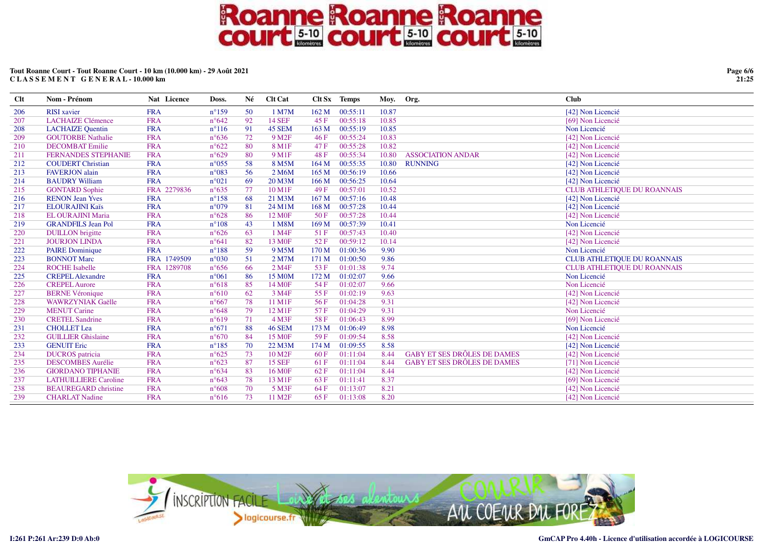**Tout Roanne Court - Tout Roanne Court - 10 km (10.000 km) - 29 Août 2021**
**C L A S S E M E N T G E N E R A L - 10.000 km**

| Clt | Nom - Prénom | Nat | Licence | Doss. | Né | Clt Cat | Clt Sx | Temps | Moy. | Org. | Club |
|---|---|---|---|---|---|---|---|---|---|---|---|
| 206 | RISI xavier | FRA | | n°159 | 50 | 1 M7M | 162 M | 00:55:11 | 10.87 | | [42] Non Licencié |
| 207 | LACHAIZE Clémence | FRA | | n°642 | 92 | 14 SEF | 45 F | 00:55:18 | 10.85 | | [69] Non Licencié |
| 208 | LACHAIZE Quentin | FRA | | n°116 | 91 | 45 SEM | 163 M | 00:55:19 | 10.85 | | Non Licencié |
| 209 | GOUTORBE Nathalie | FRA | | n°636 | 72 | 9 M2F | 46 F | 00:55:24 | 10.83 | | [42] Non Licencié |
| 210 | DECOMBAT Emilie | FRA | | n°622 | 80 | 8 M1F | 47 F | 00:55:28 | 10.82 | | [42] Non Licencié |
| 211 | FERNANDES STEPHANIE | FRA | | n°629 | 80 | 9 M1F | 48 F | 00:55:34 | 10.80 | ASSOCIATION ANDAR | [42] Non Licencié |
| 212 | COUDERT Christian | FRA | | n°055 | 58 | 8 M5M | 164 M | 00:55:35 | 10.80 | RUNNING | [42] Non Licencié |
| 213 | FAVERJON alain | FRA | | n°083 | 56 | 2 M6M | 165 M | 00:56:19 | 10.66 | | [42] Non Licencié |
| 214 | BAUDRY William | FRA | | n°021 | 69 | 20 M3M | 166 M | 00:56:25 | 10.64 | | [42] Non Licencié |
| 215 | GONTARD Sophie | FRA | 2279836 | n°635 | 77 | 10 M1F | 49 F | 00:57:01 | 10.52 | | CLUB ATHLETIQUE DU ROANNAIS |
| 216 | RENON Jean Yves | FRA | | n°158 | 68 | 21 M3M | 167 M | 00:57:16 | 10.48 | | [42] Non Licencié |
| 217 | ELOURAJINI Kaïs | FRA | | n°079 | 81 | 24 M1M | 168 M | 00:57:28 | 10.44 | | [42] Non Licencié |
| 218 | EL OURAJINI Maria | FRA | | n°628 | 86 | 12 M0F | 50 F | 00:57:28 | 10.44 | | [42] Non Licencié |
| 219 | GRANDFILS Jean Pol | FRA | | n°108 | 43 | 1 M8M | 169 M | 00:57:39 | 10.41 | | Non Licencié |
| 220 | DUILLON brigitte | FRA | | n°626 | 63 | 1 M4F | 51 F | 00:57:43 | 10.40 | | [42] Non Licencié |
| 221 | JOURJON LINDA | FRA | | n°641 | 82 | 13 M0F | 52 F | 00:59:12 | 10.14 | | [42] Non Licencié |
| 222 | PAIRE Dominique | FRA | | n°188 | 59 | 9 M5M | 170 M | 01:00:36 | 9.90 | | Non Licencié |
| 223 | BONNOT Marc | FRA | 1749509 | n°030 | 51 | 2 M7M | 171 M | 01:00:50 | 9.86 | | CLUB ATHLETIQUE DU ROANNAIS |
| 224 | ROCHE Isabelle | FRA | 1289708 | n°656 | 66 | 2 M4F | 53 F | 01:01:38 | 9.74 | | CLUB ATHLETIQUE DU ROANNAIS |
| 225 | CREPEL Alexandre | FRA | | n°061 | 86 | 15 M0M | 172 M | 01:02:07 | 9.66 | | Non Licencié |
| 226 | CREPEL Aurore | FRA | | n°618 | 85 | 14 M0F | 54 F | 01:02:07 | 9.66 | | Non Licencié |
| 227 | BERNE Véronique | FRA | | n°610 | 62 | 3 M4F | 55 F | 01:02:19 | 9.63 | | [42] Non Licencié |
| 228 | WAWRZYNIAK Gaëlle | FRA | | n°667 | 78 | 11 M1F | 56 F | 01:04:28 | 9.31 | | [42] Non Licencié |
| 229 | MENUT Carine | FRA | | n°648 | 79 | 12 M1F | 57 F | 01:04:29 | 9.31 | | Non Licencié |
| 230 | CRETEL Sandrine | FRA | | n°619 | 71 | 4 M3F | 58 F | 01:06:43 | 8.99 | | [69] Non Licencié |
| 231 | CHOLLET Lea | FRA | | n°671 | 88 | 46 SEM | 173 M | 01:06:49 | 8.98 | | Non Licencié |
| 232 | GUILLIER Ghislaine | FRA | | n°670 | 84 | 15 M0F | 59 F | 01:09:54 | 8.58 | | [42] Non Licencié |
| 233 | GENUIT Eric | FRA | | n°185 | 70 | 22 M3M | 174 M | 01:09:55 | 8.58 | | [42] Non Licencié |
| 234 | DUCROS patricia | FRA | | n°625 | 73 | 10 M2F | 60 F | 01:11:04 | 8.44 | GABY ET SES DRÔLES DE DAMES | [42] Non Licencié |
| 235 | DESCOMBES Aurélie | FRA | | n°623 | 87 | 15 SEF | 61 F | 01:11:04 | 8.44 | GABY ET SES DRÔLES DE DAMES | [71] Non Licencié |
| 236 | GIORDANO TIPHANIE | FRA | | n°634 | 83 | 16 M0F | 62 F | 01:11:04 | 8.44 | | [42] Non Licencié |
| 237 | LATHUILLIERE Caroline | FRA | | n°643 | 78 | 13 M1F | 63 F | 01:11:41 | 8.37 | | [69] Non Licencié |
| 238 | BEAUREGARD christine | FRA | | n°608 | 70 | 5 M3F | 64 F | 01:13:07 | 8.21 | | [42] Non Licencié |
| 239 | CHARLAT Nadine | FRA | | n°616 | 73 | 11 M2F | 65 F | 01:13:08 | 8.20 | | [42] Non Licencié |

I:261 P:261 Ar:239 D:0 Ab:0

GmCAP Pro 4.40h - Licence d'utilisation accordée à LOGICOURSE